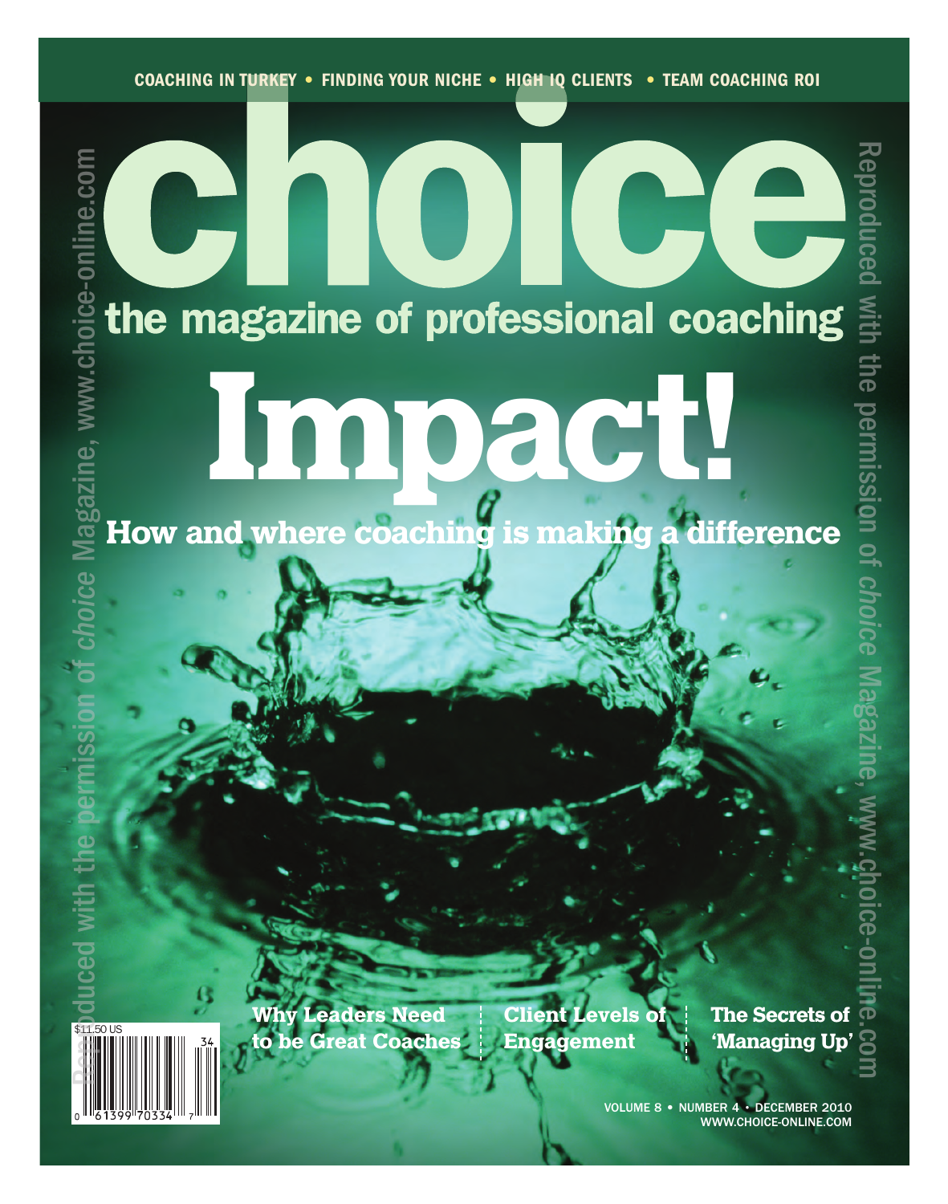COACHING IN TURKEY • FINDING YOUR NICHE • HIGH IQ CLIENTS • TEAM COACHING ROI

# choice

## the magazine of professional coaching

# Impact!

## How and where coaching is making a difference

**Why Leaders Need to be Great Coaches**

**Client Levels of Engagement**

**The Secrets of 'Managing Up'**

$11.50 US

VOLUME 8 • NUMBER 4 • DECEMBER 2010
WWW.CHOICE-ONLINE.COM

Reproduced with the permission of *choice* Magazine, www.choice-online.com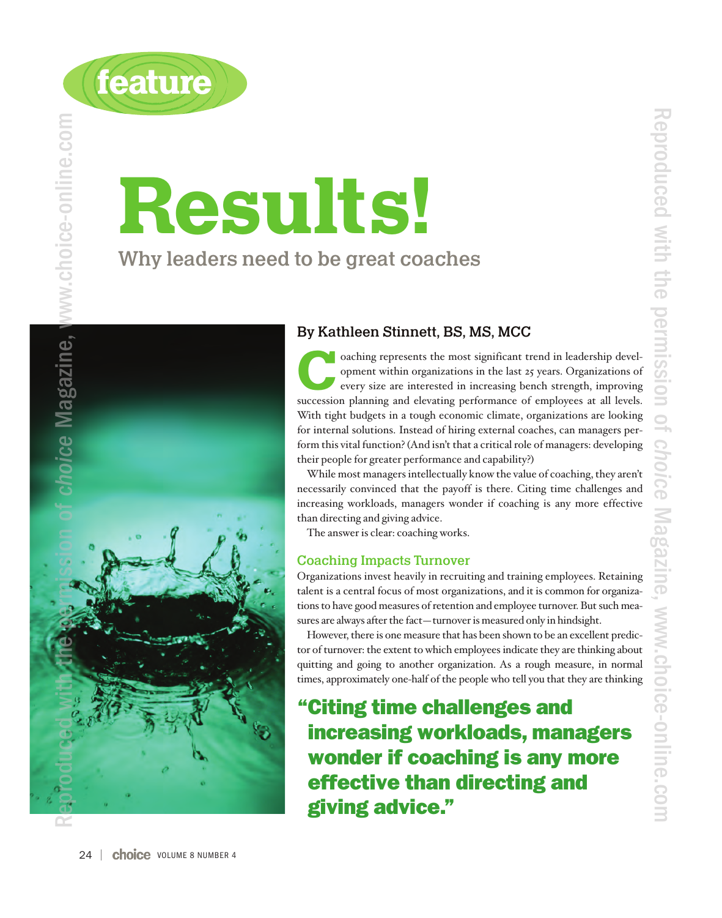feature

# Results!

## Why leaders need to be great coaches

**By Kathleen Stinnett, BS, MS, MCC**

Coaching represents the most significant trend in leadership development within organizations in the last 25 years. Organizations of every size are interested in increasing bench strength, improving succession planning and elevating performance of employees at all levels. With tight budgets in a tough economic climate, organizations are looking for internal solutions. Instead of hiring external coaches, can managers perform this vital function? (And isn't that a critical role of managers: developing their people for greater performance and capability?)

While most managers intellectually know the value of coaching, they aren't necessarily convinced that the payoff is there. Citing time challenges and increasing workloads, managers wonder if coaching is any more effective than directing and giving advice.

The answer is clear: coaching works.

### Coaching Impacts Turnover

Organizations invest heavily in recruiting and training employees. Retaining talent is a central focus of most organizations, and it is common for organizations to have good measures of retention and employee turnover. But such measures are always after the fact—turnover is measured only in hindsight.

However, there is one measure that has been shown to be an excellent predictor of turnover: the extent to which employees indicate they are thinking about quitting and going to another organization. As a rough measure, in normal times, approximately one-half of the people who tell you that they are thinking

> **"Citing time challenges and increasing workloads, managers wonder if coaching is any more effective than directing and giving advice."**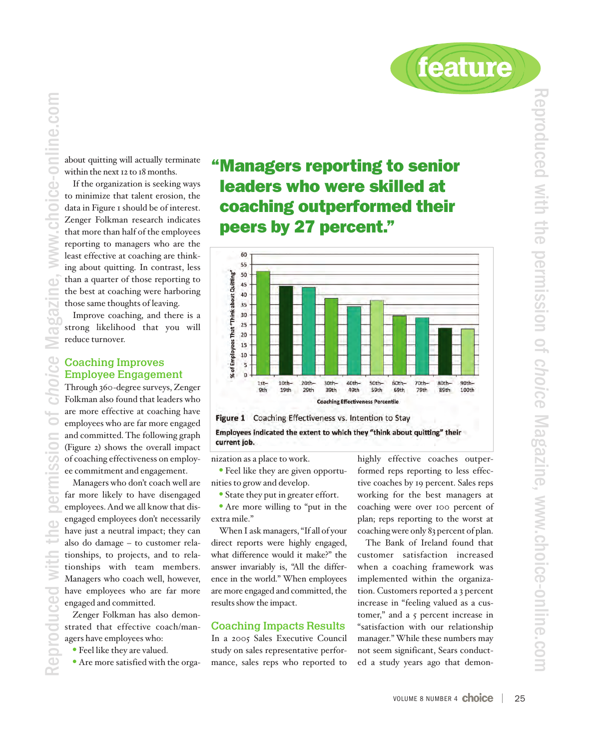about quitting will actually terminate within the next 12 to 18 months.

If the organization is seeking ways to minimize that talent erosion, the data in Figure 1 should be of interest. Zenger Folkman research indicates that more than half of the employees reporting to managers who are the least effective at coaching are thinking about quitting. In contrast, less than a quarter of those reporting to the best at coaching were harboring those same thoughts of leaving.

Improve coaching, and there is a strong likelihood that you will reduce turnover.

## Coaching Improves Employee Engagement

Through 360-degree surveys, Zenger Folkman also found that leaders who are more effective at coaching have employees who are far more engaged and committed. The following graph (Figure 2) shows the overall impact of coaching effectiveness on employee commitment and engagement.

Managers who don't coach well are far more likely to have disengaged employees. And we all know that disengaged employees don't necessarily have just a neutral impact; they can also do damage – to customer relationships, to projects, and to relationships with team members. Managers who coach well, however, have employees who are far more engaged and committed.

Zenger Folkman has also demonstrated that effective coach/managers have employees who:

- Feel like they are valued.
- Are more satisfied with the organization as a place to work.
- Feel like they are given opportunities to grow and develop.
- State they put in greater effort.
- Are more willing to "put in the extra mile."

When I ask managers, "If all of your direct reports were highly engaged, what difference would it make?" the answer invariably is, "All the difference in the world." When employees are more engaged and committed, the results show the impact.

> **"Managers reporting to senior leaders who were skilled at coaching outperformed their peers by 27 percent."**

| Coaching Effectiveness Percentile | 1st–9th | 10th–19th | 20th–29th | 30th–39th | 40th–49th | 50th–59th | 60th–69th | 70th–79th | 80th–89th | 90th–100th |
|---|---|---|---|---|---|---|---|---|---|---|
| % of Employees That "Think about Quitting" (approx.) | 52 | 44 | 44 | 38 | 34 | 37 | 29 | 28 | 23 | 23 |

**Figure 1** Coaching Effectiveness vs. Intention to Stay

**Employees indicated the extent to which they "think about quitting" their current job.**

## Coaching Impacts Results

In a 2005 Sales Executive Council study on sales representative performance, sales reps who reported to highly effective coaches outperformed reps reporting to less effective coaches by 19 percent. Sales reps working for the best managers at coaching were over 100 percent of plan; reps reporting to the worst at coaching were only 83 percent of plan.

The Bank of Ireland found that customer satisfaction increased when a coaching framework was implemented within the organization. Customers reported a 3 percent increase in "feeling valued as a customer," and a 5 percent increase in "satisfaction with our relationship manager." While these numbers may not seem significant, Sears conducted a study years ago that demon-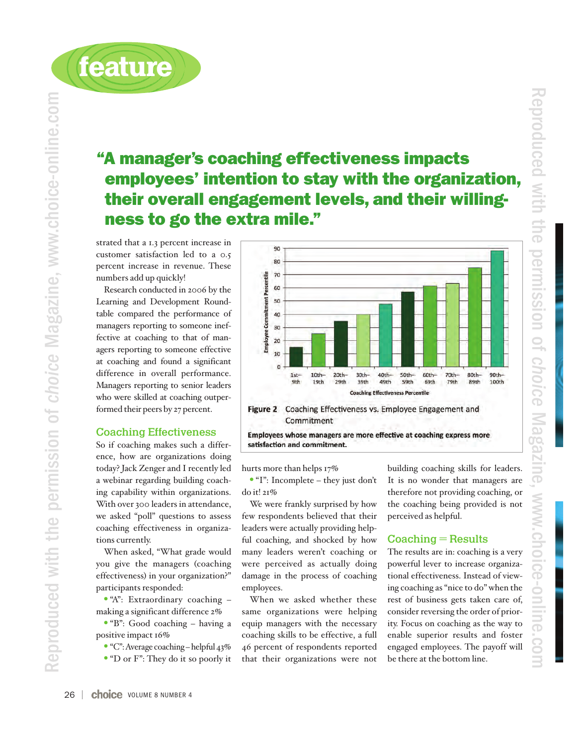> "A manager's coaching effectiveness impacts employees' intention to stay with the organization, their overall engagement levels, and their willingness to go the extra mile."

strated that a 1.3 percent increase in customer satisfaction led to a 0.5 percent increase in revenue. These numbers add up quickly!

Research conducted in 2006 by the Learning and Development Roundtable compared the performance of managers reporting to someone ineffective at coaching to that of managers reporting to someone effective at coaching and found a significant difference in overall performance. Managers reporting to senior leaders who were skilled at coaching outperformed their peers by 27 percent.

Employee Commitment Percentile

0
10
20
30
40
50
60
70
80
90

1st–9th
10th–19th
20th–29th
30th–39th
40th–49th
50th–59th
60th–69th
70th–79th
80th–89th
90th–100th

Coaching Effectiveness Percentile

**Figure 2** Coaching Effectiveness vs. Employee Engagement and Commitment

**Employees whose managers are more effective at coaching express more satisfaction and commitment.**

## Coaching Effectiveness

So if coaching makes such a difference, how are organizations doing today? Jack Zenger and I recently led a webinar regarding building coaching capability within organizations. With over 300 leaders in attendance, we asked "poll" questions to assess coaching effectiveness in organizations currently.

When asked, "What grade would you give the managers (coaching effectiveness) in your organization?" participants responded:

- "A": Extraordinary coaching – making a significant difference *2%*
- "B": Good coaching – having a positive impact *16%*
- "C": Average coaching – helpful *43%*
- "D or F": They do it so poorly it hurts more than helps *17%*
- "I": Incomplete – they just don't do it! *21%*

We were frankly surprised by how few respondents believed that their leaders were actually providing helpful coaching, and shocked by how many leaders weren't coaching or were perceived as actually doing damage in the process of coaching employees.

When we asked whether these same organizations were helping equip managers with the necessary coaching skills to be effective, a full 46 percent of respondents reported that their organizations were not building coaching skills for leaders. It is no wonder that managers are therefore not providing coaching, or the coaching being provided is not perceived as helpful.

## Coaching = Results

The results are in: coaching is a very powerful lever to increase organizational effectiveness. Instead of viewing coaching as "nice to do" when the rest of business gets taken care of, consider reversing the order of priority. Focus on coaching as the way to enable superior results and foster engaged employees. The payoff will be there at the bottom line.